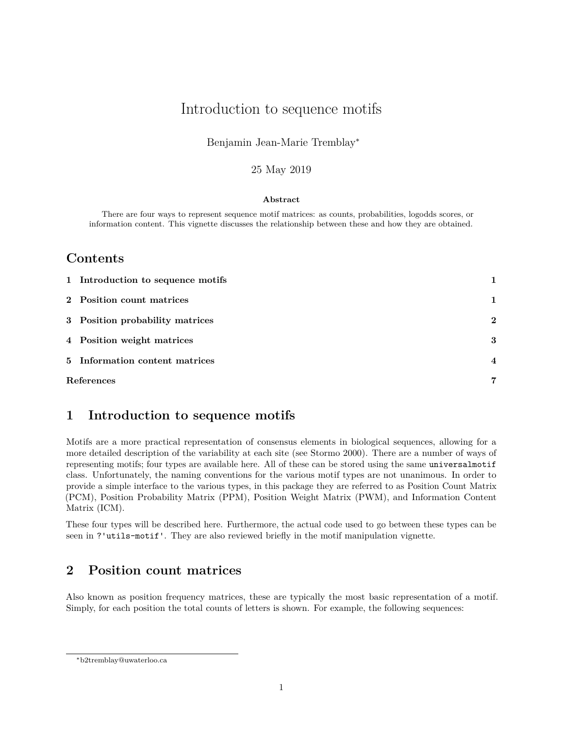# Introduction to sequence motifs

Benjamin Jean-Marie Tremblay[*]

25 May 2019

**Abstract**

There are four ways to represent sequence motif matrices: as counts, probabilities, logodds scores, or information content. This vignette discusses the relationship between these and how they are obtained.

## Contents

| | |
|---|---|
| **1 Introduction to sequence motifs** | **1** |
| **2 Position count matrices** | **1** |
| **3 Position probability matrices** | **2** |
| **4 Position weight matrices** | **3** |
| **5 Information content matrices** | **4** |
| **References** | **7** |

## 1 Introduction to sequence motifs

Motifs are a more practical representation of consensus elements in biological sequences, allowing for a more detailed description of the variability at each site (see Stormo 2000). There are a number of ways of representing motifs; four types are available here. All of these can be stored using the same `universalmotif` class. Unfortunately, the naming conventions for the various motif types are not unanimous. In order to provide a simple interface to the various types, in this package they are referred to as Position Count Matrix (PCM), Position Probability Matrix (PPM), Position Weight Matrix (PWM), and Information Content Matrix (ICM).

These four types will be described here. Furthermore, the actual code used to go between these types can be seen in `?'utils-motif'`. They are also reviewed briefly in the motif manipulation vignette.

## 2 Position count matrices

Also known as position frequency matrices, these are typically the most basic representation of a motif. Simply, for each position the total counts of letters is shown. For example, the following sequences:

[*] b2tremblay@uwaterloo.ca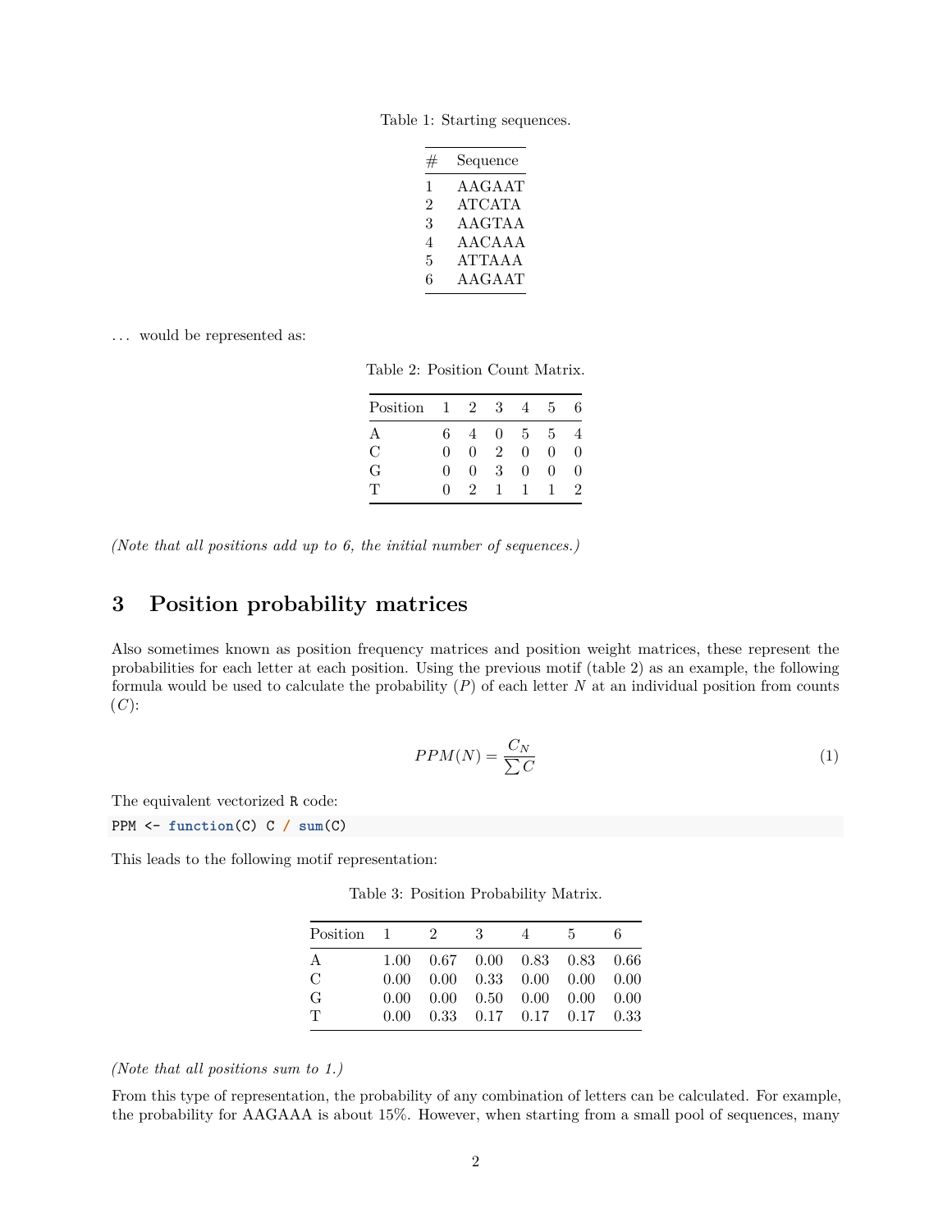Table 1: Starting sequences.

| # | Sequence |
|---|---|
| 1 | AAGAAT |
| 2 | ATCATA |
| 3 | AAGTAA |
| 4 | AACAAA |
| 5 | ATTAAA |
| 6 | AAGAAT |

... would be represented as:

Table 2: Position Count Matrix.

| Position | 1 | 2 | 3 | 4 | 5 | 6 |
|---|---|---|---|---|---|---|
| A | 6 | 4 | 0 | 5 | 5 | 4 |
| C | 0 | 0 | 2 | 0 | 0 | 0 |
| G | 0 | 0 | 3 | 0 | 0 | 0 |
| T | 0 | 2 | 1 | 1 | 1 | 2 |

*(Note that all positions add up to 6, the initial number of sequences.)*

## 3 Position probability matrices

Also sometimes known as position frequency matrices and position weight matrices, these represent the probabilities for each letter at each position. Using the previous motif (table 2) as an example, the following formula would be used to calculate the probability ($P$) of each letter $N$ at an individual position from counts ($C$):

$$PPM(N) = \frac{C_N}{\sum C} \tag{1}$$

The equivalent vectorized R code:

```
PPM <- function(C) C / sum(C)
```

This leads to the following motif representation:

Table 3: Position Probability Matrix.

| Position | 1 | 2 | 3 | 4 | 5 | 6 |
|---|---|---|---|---|---|---|
| A | 1.00 | 0.67 | 0.00 | 0.83 | 0.83 | 0.66 |
| C | 0.00 | 0.00 | 0.33 | 0.00 | 0.00 | 0.00 |
| G | 0.00 | 0.00 | 0.50 | 0.00 | 0.00 | 0.00 |
| T | 0.00 | 0.33 | 0.17 | 0.17 | 0.17 | 0.33 |

*(Note that all positions sum to 1.)*

From this type of representation, the probability of any combination of letters can be calculated. For example, the probability for AAGAAA is about 15%. However, when starting from a small pool of sequences, many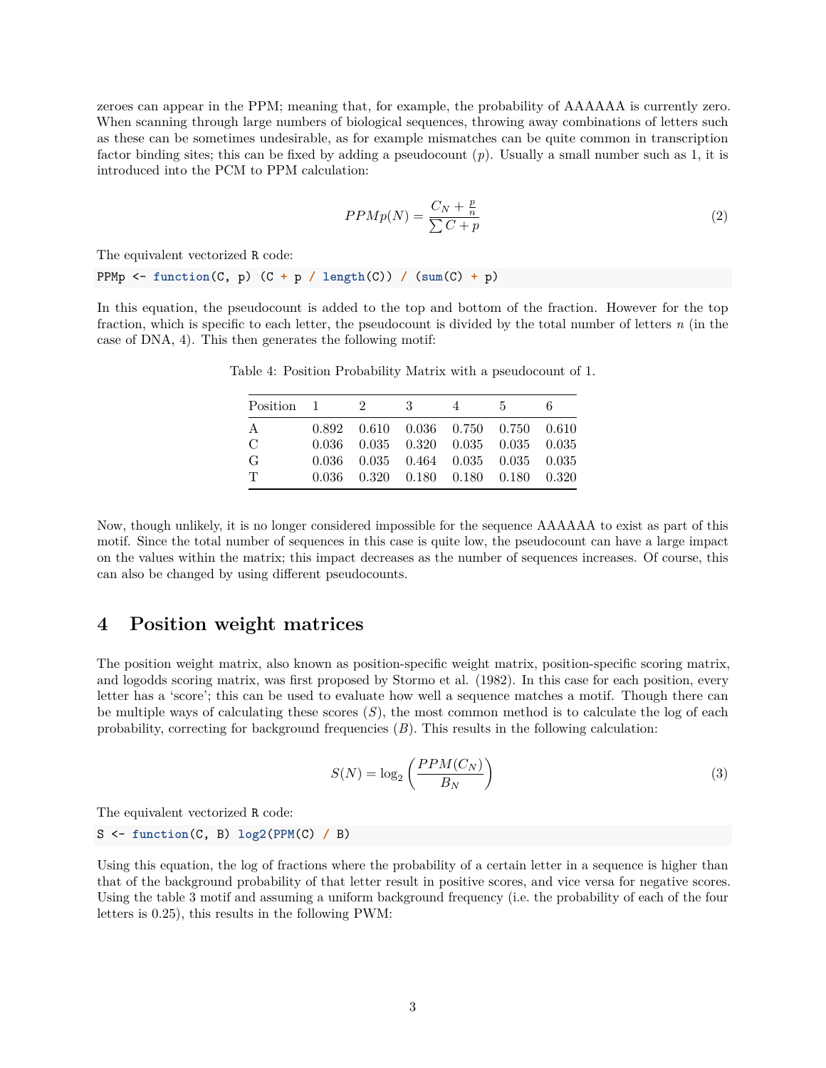zeroes can appear in the PPM; meaning that, for example, the probability of AAAAAA is currently zero. When scanning through large numbers of biological sequences, throwing away combinations of letters such as these can be sometimes undesirable, as for example mismatches can be quite common in transcription factor binding sites; this can be fixed by adding a pseudocount ($p$). Usually a small number such as 1, it is introduced into the PCM to PPM calculation:

$$PPMp(N) = \frac{C_N + \frac{p}{n}}{\sum C + p} \tag{2}$$

The equivalent vectorized R code:

```
PPMp <- function(C, p) (C + p / length(C)) / (sum(C) + p)
```

In this equation, the pseudocount is added to the top and bottom of the fraction. However for the top fraction, which is specific to each letter, the pseudocount is divided by the total number of letters $n$ (in the case of DNA, 4). This then generates the following motif:

Table 4: Position Probability Matrix with a pseudocount of 1.

| Position | 1 | 2 | 3 | 4 | 5 | 6 |
|---|---|---|---|---|---|---|
| A | 0.892 | 0.610 | 0.036 | 0.750 | 0.750 | 0.610 |
| C | 0.036 | 0.035 | 0.320 | 0.035 | 0.035 | 0.035 |
| G | 0.036 | 0.035 | 0.464 | 0.035 | 0.035 | 0.035 |
| T | 0.036 | 0.320 | 0.180 | 0.180 | 0.180 | 0.320 |

Now, though unlikely, it is no longer considered impossible for the sequence AAAAAA to exist as part of this motif. Since the total number of sequences in this case is quite low, the pseudocount can have a large impact on the values within the matrix; this impact decreases as the number of sequences increases. Of course, this can also be changed by using different pseudocounts.

## 4 Position weight matrices

The position weight matrix, also known as position-specific weight matrix, position-specific scoring matrix, and logodds scoring matrix, was first proposed by Stormo et al. (1982). In this case for each position, every letter has a 'score'; this can be used to evaluate how well a sequence matches a motif. Though there can be multiple ways of calculating these scores ($S$), the most common method is to calculate the log of each probability, correcting for background frequencies ($B$). This results in the following calculation:

$$S(N) = \log_2\left(\frac{PPM(C_N)}{B_N}\right) \tag{3}$$

The equivalent vectorized R code:

```
S <- function(C, B) log2(PPM(C) / B)
```

Using this equation, the log of fractions where the probability of a certain letter in a sequence is higher than that of the background probability of that letter result in positive scores, and vice versa for negative scores. Using the table 3 motif and assuming a uniform background frequency (i.e. the probability of each of the four letters is 0.25), this results in the following PWM: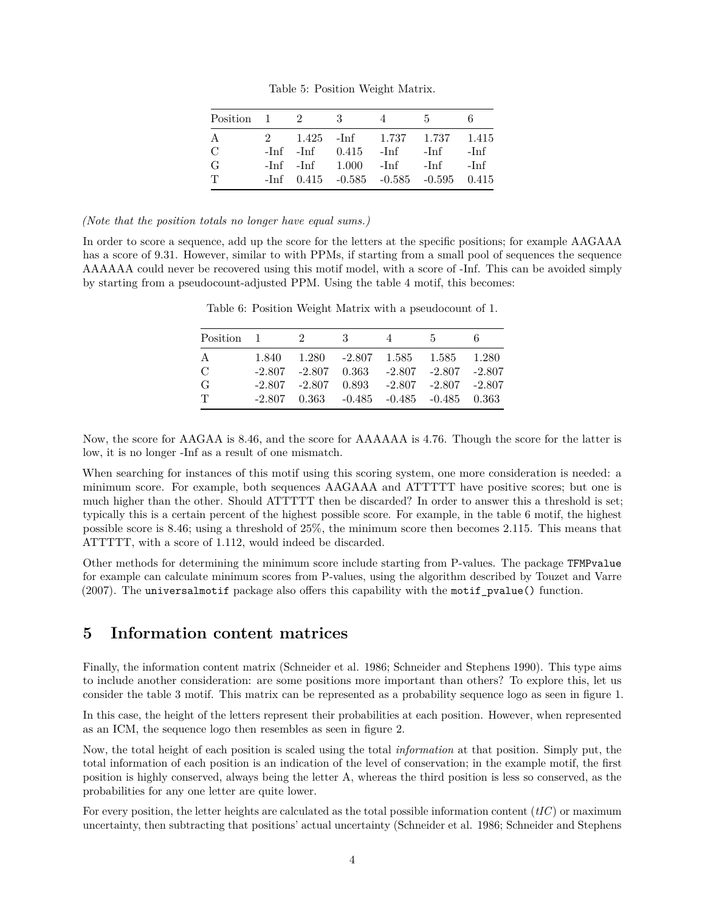Table 5: Position Weight Matrix.

| Position | 1 | 2 | 3 | 4 | 5 | 6 |
|---|---|---|---|---|---|---|
| A | 2 | 1.425 | -Inf | 1.737 | 1.737 | 1.415 |
| C | -Inf | -Inf | 0.415 | -Inf | -Inf | -Inf |
| G | -Inf | -Inf | 1.000 | -Inf | -Inf | -Inf |
| T | -Inf | 0.415 | -0.585 | -0.585 | -0.595 | 0.415 |

*(Note that the position totals no longer have equal sums.)*

In order to score a sequence, add up the score for the letters at the specific positions; for example AAGAAA has a score of 9.31. However, similar to with PPMs, if starting from a small pool of sequences the sequence AAAAAA could never be recovered using this motif model, with a score of -Inf. This can be avoided simply by starting from a pseudocount-adjusted PPM. Using the table 4 motif, this becomes:

Table 6: Position Weight Matrix with a pseudocount of 1.

| Position | 1 | 2 | 3 | 4 | 5 | 6 |
|---|---|---|---|---|---|---|
| A | 1.840 | 1.280 | -2.807 | 1.585 | 1.585 | 1.280 |
| C | -2.807 | -2.807 | 0.363 | -2.807 | -2.807 | -2.807 |
| G | -2.807 | -2.807 | 0.893 | -2.807 | -2.807 | -2.807 |
| T | -2.807 | 0.363 | -0.485 | -0.485 | -0.485 | 0.363 |

Now, the score for AAGAA is 8.46, and the score for AAAAAA is 4.76. Though the score for the latter is low, it is no longer -Inf as a result of one mismatch.

When searching for instances of this motif using this scoring system, one more consideration is needed: a minimum score. For example, both sequences AAGAAA and ATTTTT have positive scores; but one is much higher than the other. Should ATTTTT then be discarded? In order to answer this a threshold is set; typically this is a certain percent of the highest possible score. For example, in the table 6 motif, the highest possible score is 8.46; using a threshold of 25%, the minimum score then becomes 2.115. This means that ATTTTT, with a score of 1.112, would indeed be discarded.

Other methods for determining the minimum score include starting from P-values. The package `TFMPvalue` for example can calculate minimum scores from P-values, using the algorithm described by Touzet and Varre (2007). The `universalmotif` package also offers this capability with the `motif_pvalue()` function.

# 5 Information content matrices

Finally, the information content matrix (Schneider et al. 1986; Schneider and Stephens 1990). This type aims to include another consideration: are some positions more important than others? To explore this, let us consider the table 3 motif. This matrix can be represented as a probability sequence logo as seen in figure 1.

In this case, the height of the letters represent their probabilities at each position. However, when represented as an ICM, the sequence logo then resembles as seen in figure 2.

Now, the total height of each position is scaled using the total *information* at that position. Simply put, the total information of each position is an indication of the level of conservation; in the example motif, the first position is highly conserved, always being the letter A, whereas the third position is less so conserved, as the probabilities for any one letter are quite lower.

For every position, the letter heights are calculated as the total possible information content ($tIC$) or maximum uncertainty, then subtracting that positions' actual uncertainty (Schneider et al. 1986; Schneider and Stephens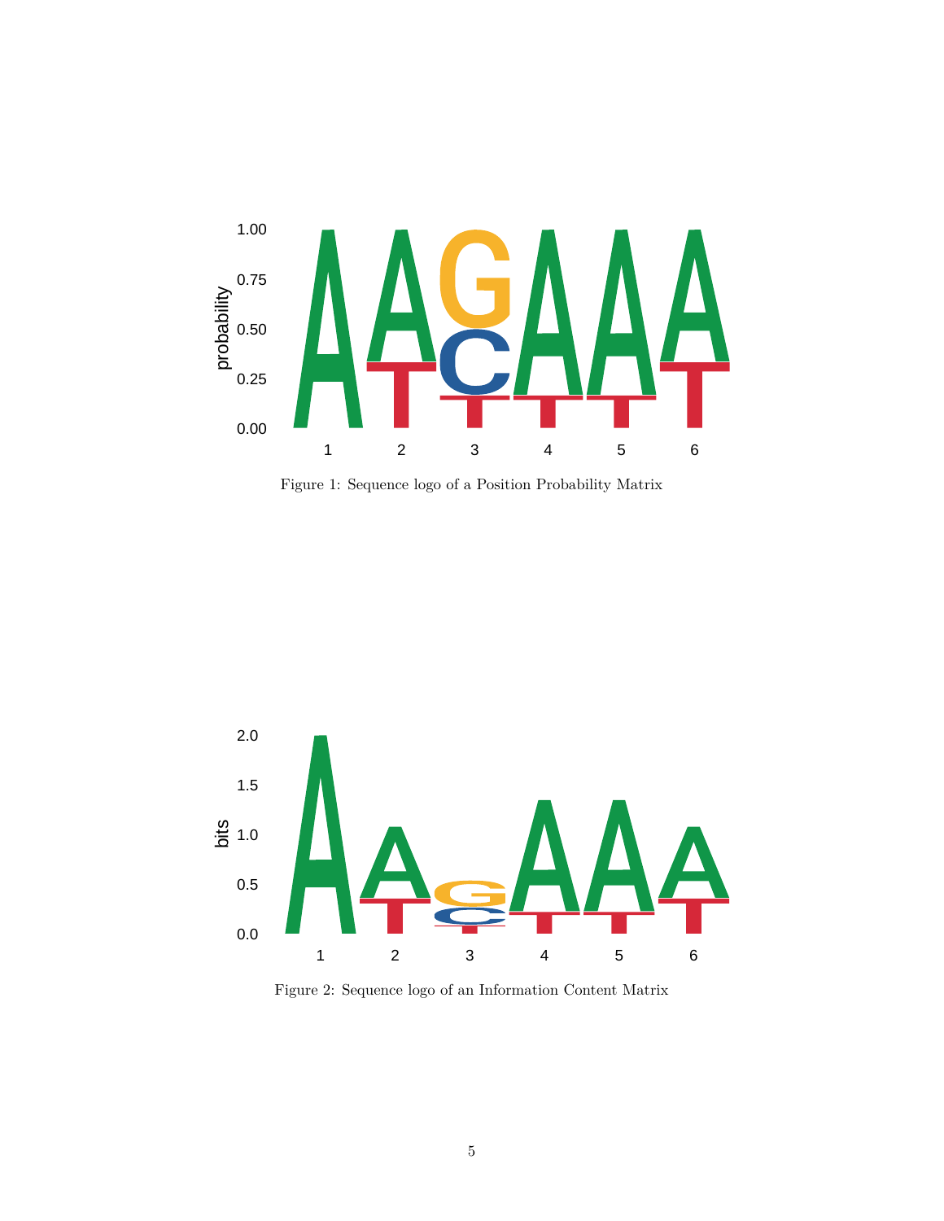Figure 1: Sequence logo of a Position Probability Matrix

Figure 2: Sequence logo of an Information Content Matrix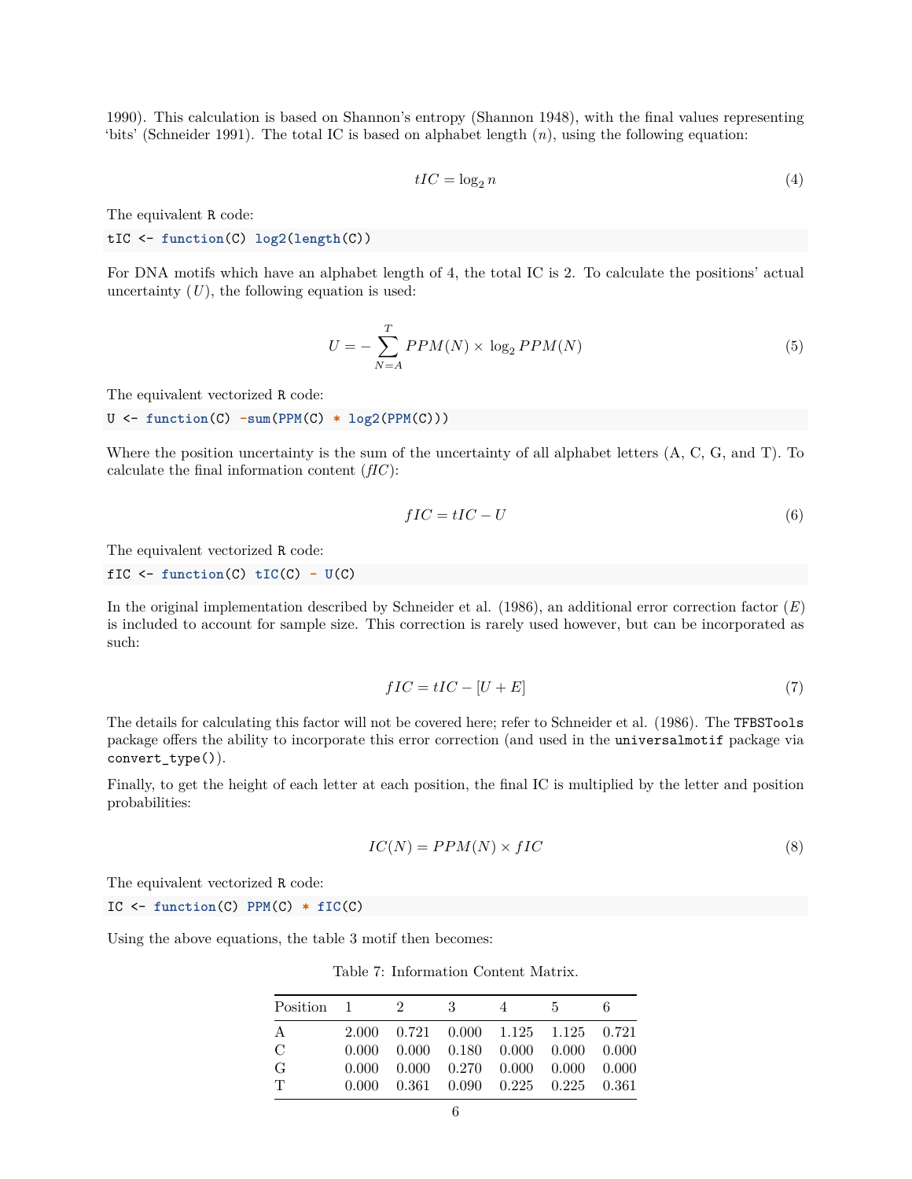1990). This calculation is based on Shannon's entropy (Shannon 1948), with the final values representing 'bits' (Schneider 1991). The total IC is based on alphabet length ($n$), using the following equation:

$$tIC = \log_2 n \tag{4}$$

The equivalent R code:

```
tIC <- function(C) log2(length(C))
```

For DNA motifs which have an alphabet length of 4, the total IC is 2. To calculate the positions' actual uncertainty ($U$), the following equation is used:

$$U = -\sum_{N=A}^{T} PPM(N) \times \log_2 PPM(N) \tag{5}$$

The equivalent vectorized R code:

```
U <- function(C) -sum(PPM(C) * log2(PPM(C)))
```

Where the position uncertainty is the sum of the uncertainty of all alphabet letters (A, C, G, and T). To calculate the final information content (*fIC*):

$$fIC = tIC - U \tag{6}$$

The equivalent vectorized R code:

```
fIC <- function(C) tIC(C) - U(C)
```

In the original implementation described by Schneider et al. (1986), an additional error correction factor ($E$) is included to account for sample size. This correction is rarely used however, but can be incorporated as such:

$$fIC = tIC - [U + E] \tag{7}$$

The details for calculating this factor will not be covered here; refer to Schneider et al. (1986). The `TFBSTools` package offers the ability to incorporate this error correction (and used in the `universalmotif` package via `convert_type()`).

Finally, to get the height of each letter at each position, the final IC is multiplied by the letter and position probabilities:

$$IC(N) = PPM(N) \times fIC \tag{8}$$

The equivalent vectorized R code:

```
IC <- function(C) PPM(C) * fIC(C)
```

Using the above equations, the table 3 motif then becomes:

Table 7: Information Content Matrix.

| Position | 1 | 2 | 3 | 4 | 5 | 6 |
|---|---|---|---|---|---|---|
| A | 2.000 | 0.721 | 0.000 | 1.125 | 1.125 | 0.721 |
| C | 0.000 | 0.000 | 0.180 | 0.000 | 0.000 | 0.000 |
| G | 0.000 | 0.000 | 0.270 | 0.000 | 0.000 | 0.000 |
| T | 0.000 | 0.361 | 0.090 | 0.225 | 0.225 | 0.361 |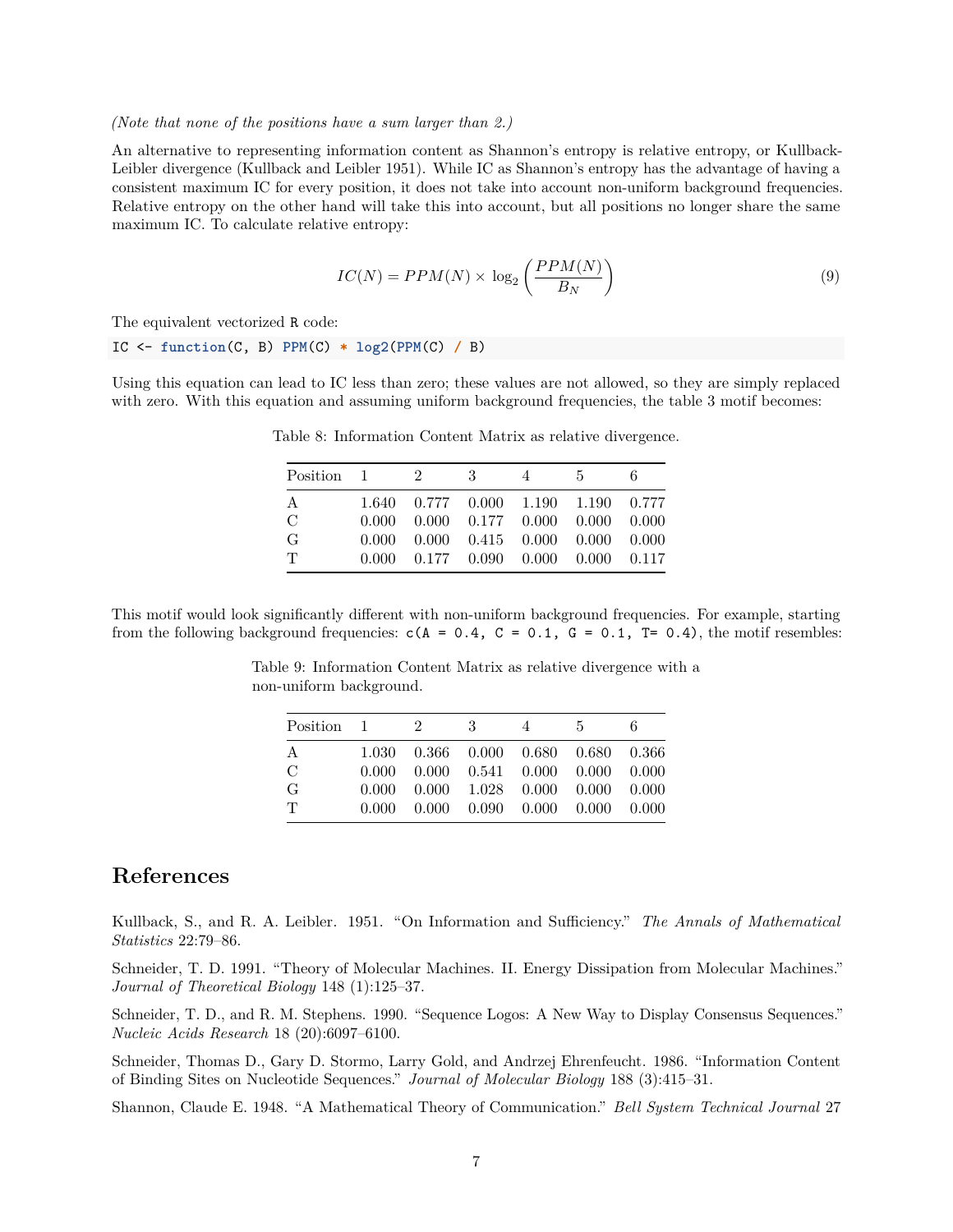*(Note that none of the positions have a sum larger than 2.)*

An alternative to representing information content as Shannon's entropy is relative entropy, or Kullback-Leibler divergence (Kullback and Leibler 1951). While IC as Shannon's entropy has the advantage of having a consistent maximum IC for every position, it does not take into account non-uniform background frequencies. Relative entropy on the other hand will take this into account, but all positions no longer share the same maximum IC. To calculate relative entropy:

$$IC(N) = PPM(N) \times \log_2 \left( \frac{PPM(N)}{B_N} \right) \tag{9}$$

The equivalent vectorized R code:

```
IC <- function(C, B) PPM(C) * log2(PPM(C) / B)
```

Using this equation can lead to IC less than zero; these values are not allowed, so they are simply replaced with zero. With this equation and assuming uniform background frequencies, the table 3 motif becomes:

Table 8: Information Content Matrix as relative divergence.

| Position | 1 | 2 | 3 | 4 | 5 | 6 |
|---|---|---|---|---|---|---|
| A | 1.640 | 0.777 | 0.000 | 1.190 | 1.190 | 0.777 |
| C | 0.000 | 0.000 | 0.177 | 0.000 | 0.000 | 0.000 |
| G | 0.000 | 0.000 | 0.415 | 0.000 | 0.000 | 0.000 |
| T | 0.000 | 0.177 | 0.090 | 0.000 | 0.000 | 0.117 |

This motif would look significantly different with non-uniform background frequencies. For example, starting from the following background frequencies: `c(A = 0.4, C = 0.1, G = 0.1, T= 0.4)`, the motif resembles:

Table 9: Information Content Matrix as relative divergence with a non-uniform background.

| Position | 1 | 2 | 3 | 4 | 5 | 6 |
|---|---|---|---|---|---|---|
| A | 1.030 | 0.366 | 0.000 | 0.680 | 0.680 | 0.366 |
| C | 0.000 | 0.000 | 0.541 | 0.000 | 0.000 | 0.000 |
| G | 0.000 | 0.000 | 1.028 | 0.000 | 0.000 | 0.000 |
| T | 0.000 | 0.000 | 0.090 | 0.000 | 0.000 | 0.000 |

# References

Kullback, S., and R. A. Leibler. 1951. "On Information and Sufficiency." *The Annals of Mathematical Statistics* 22:79–86.

Schneider, T. D. 1991. "Theory of Molecular Machines. II. Energy Dissipation from Molecular Machines." *Journal of Theoretical Biology* 148 (1):125–37.

Schneider, T. D., and R. M. Stephens. 1990. "Sequence Logos: A New Way to Display Consensus Sequences." *Nucleic Acids Research* 18 (20):6097–6100.

Schneider, Thomas D., Gary D. Stormo, Larry Gold, and Andrzej Ehrenfeucht. 1986. "Information Content of Binding Sites on Nucleotide Sequences." *Journal of Molecular Biology* 188 (3):415–31.

Shannon, Claude E. 1948. "A Mathematical Theory of Communication." *Bell System Technical Journal* 27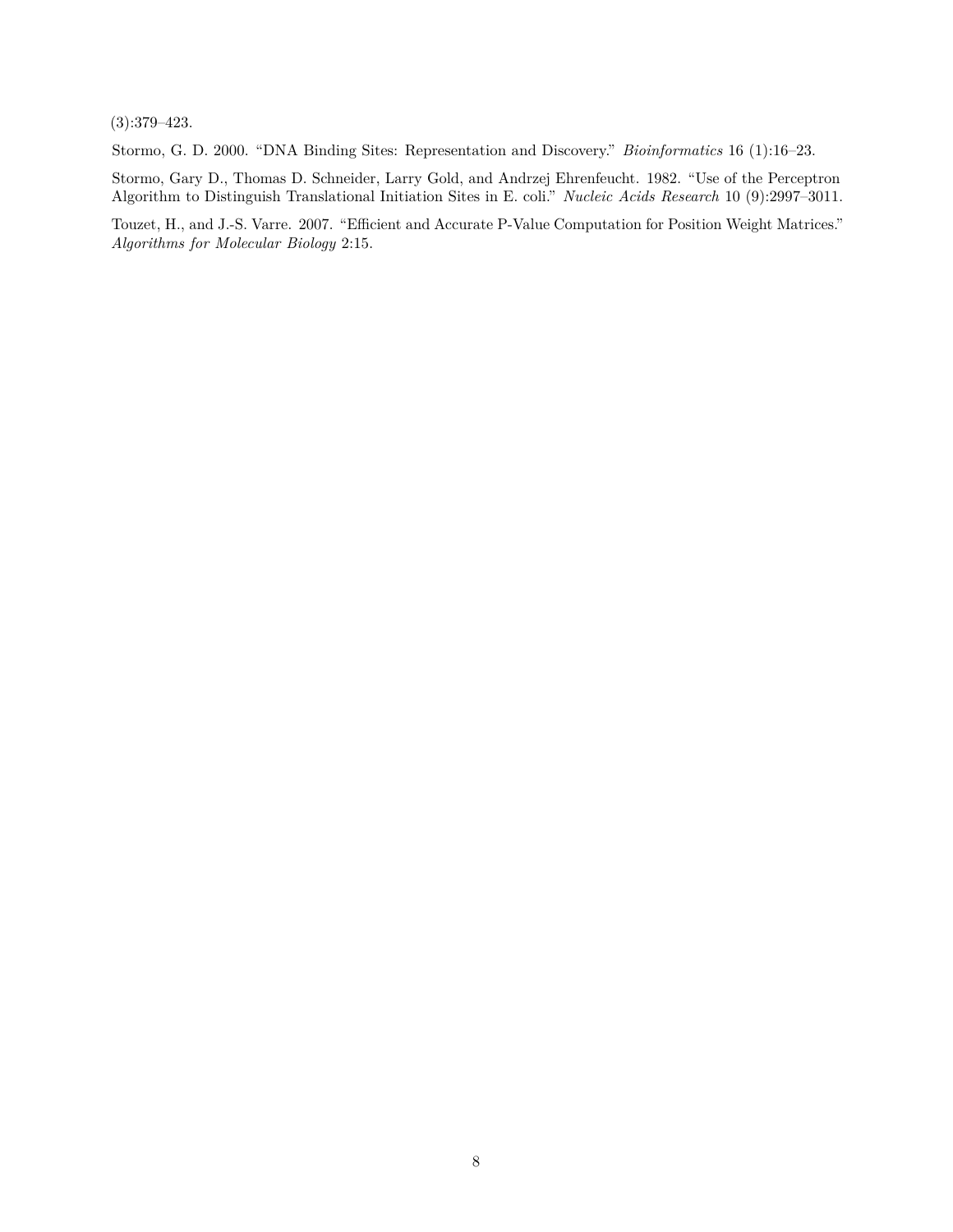(3):379–423.

Stormo, G. D. 2000. "DNA Binding Sites: Representation and Discovery." *Bioinformatics* 16 (1):16–23.

Stormo, Gary D., Thomas D. Schneider, Larry Gold, and Andrzej Ehrenfeucht. 1982. "Use of the Perceptron Algorithm to Distinguish Translational Initiation Sites in E. coli." *Nucleic Acids Research* 10 (9):2997–3011.

Touzet, H., and J.-S. Varre. 2007. "Efficient and Accurate P-Value Computation for Position Weight Matrices." *Algorithms for Molecular Biology* 2:15.